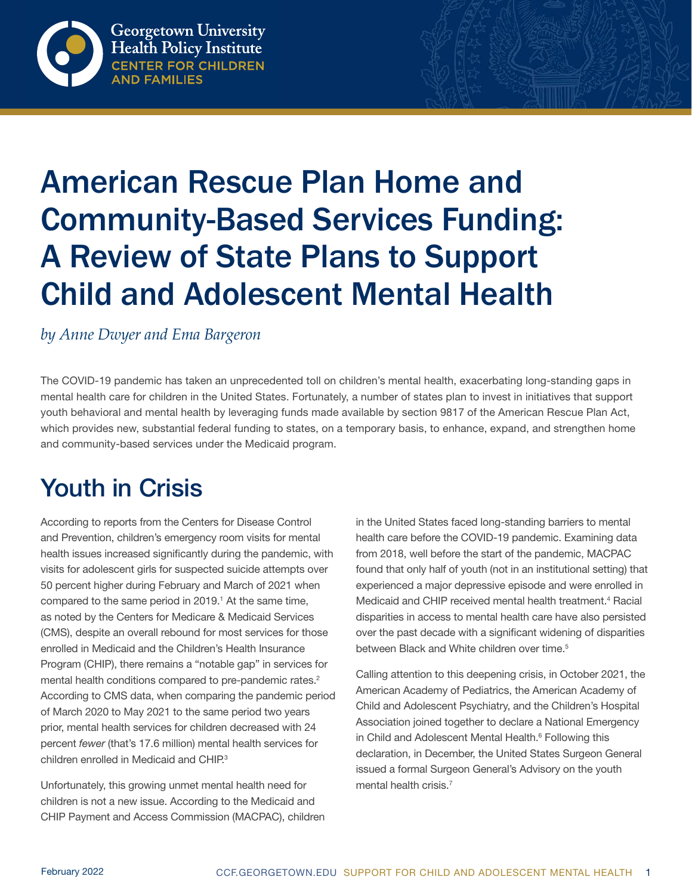Georgetown University Health Policy Institute
CENTER FOR CHILDREN AND FAMILIES

# American Rescue Plan Home and Community-Based Services Funding: A Review of State Plans to Support Child and Adolescent Mental Health

*by Anne Dwyer and Ema Bargeron*

The COVID-19 pandemic has taken an unprecedented toll on children's mental health, exacerbating long-standing gaps in mental health care for children in the United States. Fortunately, a number of states plan to invest in initiatives that support youth behavioral and mental health by leveraging funds made available by section 9817 of the American Rescue Plan Act, which provides new, substantial federal funding to states, on a temporary basis, to enhance, expand, and strengthen home and community-based services under the Medicaid program.

## Youth in Crisis

According to reports from the Centers for Disease Control and Prevention, children's emergency room visits for mental health issues increased significantly during the pandemic, with visits for adolescent girls for suspected suicide attempts over 50 percent higher during February and March of 2021 when compared to the same period in 2019.[1] At the same time, as noted by the Centers for Medicare & Medicaid Services (CMS), despite an overall rebound for most services for those enrolled in Medicaid and the Children's Health Insurance Program (CHIP), there remains a "notable gap" in services for mental health conditions compared to pre-pandemic rates.[2] According to CMS data, when comparing the pandemic period of March 2020 to May 2021 to the same period two years prior, mental health services for children decreased with 24 percent *fewer* (that's 17.6 million) mental health services for children enrolled in Medicaid and CHIP.[3]

Unfortunately, this growing unmet mental health need for children is not a new issue. According to the Medicaid and CHIP Payment and Access Commission (MACPAC), children in the United States faced long-standing barriers to mental health care before the COVID-19 pandemic. Examining data from 2018, well before the start of the pandemic, MACPAC found that only half of youth (not in an institutional setting) that experienced a major depressive episode and were enrolled in Medicaid and CHIP received mental health treatment.[4] Racial disparities in access to mental health care have also persisted over the past decade with a significant widening of disparities between Black and White children over time.[5]

Calling attention to this deepening crisis, in October 2021, the American Academy of Pediatrics, the American Academy of Child and Adolescent Psychiatry, and the Children's Hospital Association joined together to declare a National Emergency in Child and Adolescent Mental Health.[6] Following this declaration, in December, the United States Surgeon General issued a formal Surgeon General's Advisory on the youth mental health crisis.[7]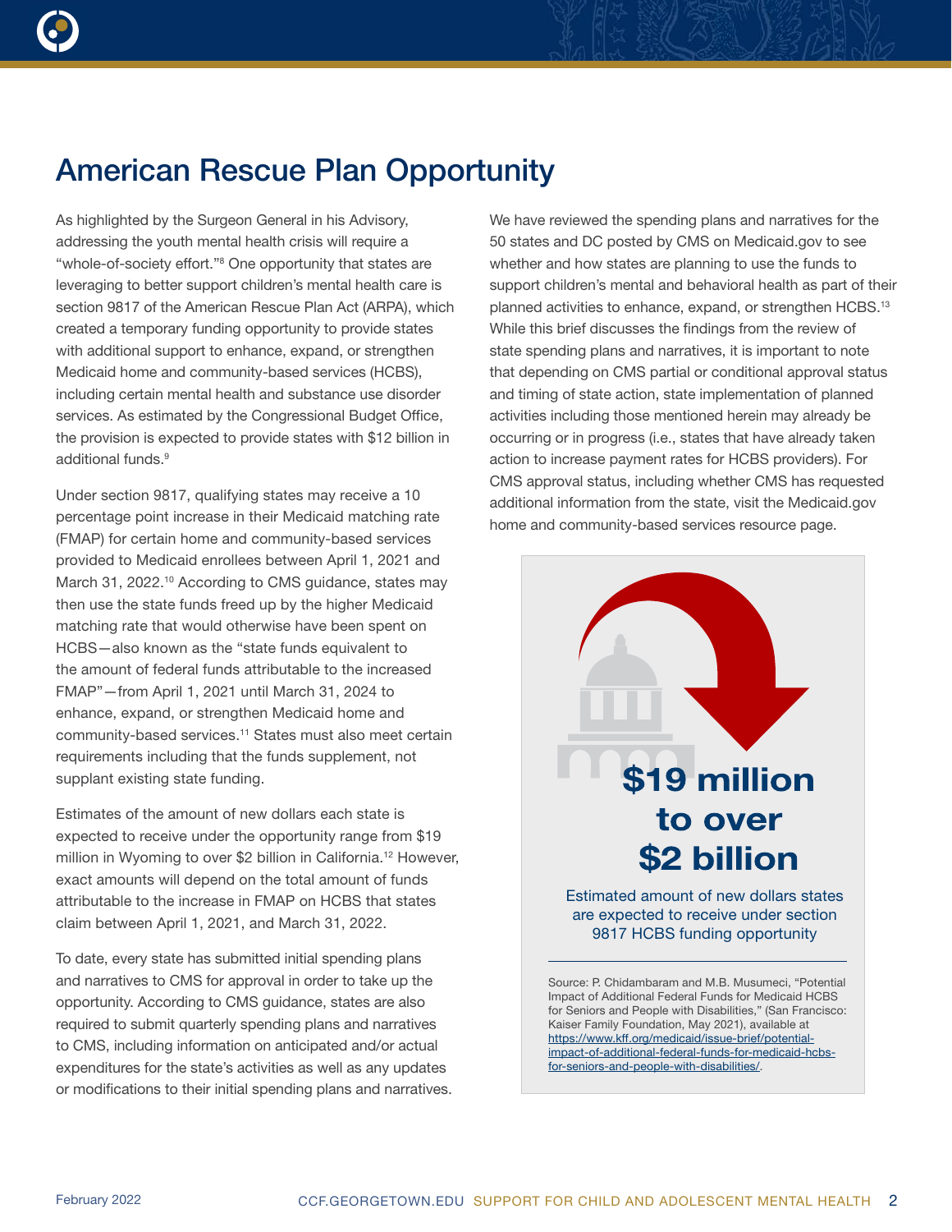# American Rescue Plan Opportunity

As highlighted by the Surgeon General in his Advisory, addressing the youth mental health crisis will require a "whole-of-society effort."[8] One opportunity that states are leveraging to better support children's mental health care is section 9817 of the American Rescue Plan Act (ARPA), which created a temporary funding opportunity to provide states with additional support to enhance, expand, or strengthen Medicaid home and community-based services (HCBS), including certain mental health and substance use disorder services. As estimated by the Congressional Budget Office, the provision is expected to provide states with $12 billion in additional funds.[9]

Under section 9817, qualifying states may receive a 10 percentage point increase in their Medicaid matching rate (FMAP) for certain home and community-based services provided to Medicaid enrollees between April 1, 2021 and March 31, 2022.[10] According to CMS guidance, states may then use the state funds freed up by the higher Medicaid matching rate that would otherwise have been spent on HCBS—also known as the "state funds equivalent to the amount of federal funds attributable to the increased FMAP"—from April 1, 2021 until March 31, 2024 to enhance, expand, or strengthen Medicaid home and community-based services.[11] States must also meet certain requirements including that the funds supplement, not supplant existing state funding.

Estimates of the amount of new dollars each state is expected to receive under the opportunity range from $19 million in Wyoming to over $2 billion in California.[12] However, exact amounts will depend on the total amount of funds attributable to the increase in FMAP on HCBS that states claim between April 1, 2021, and March 31, 2022.

To date, every state has submitted initial spending plans and narratives to CMS for approval in order to take up the opportunity. According to CMS guidance, states are also required to submit quarterly spending plans and narratives to CMS, including information on anticipated and/or actual expenditures for the state's activities as well as any updates or modifications to their initial spending plans and narratives.

We have reviewed the spending plans and narratives for the 50 states and DC posted by CMS on Medicaid.gov to see whether and how states are planning to use the funds to support children's mental and behavioral health as part of their planned activities to enhance, expand, or strengthen HCBS.[13] While this brief discusses the findings from the review of state spending plans and narratives, it is important to note that depending on CMS partial or conditional approval status and timing of state action, state implementation of planned activities including those mentioned herein may already be occurring or in progress (i.e., states that have already taken action to increase payment rates for HCBS providers). For CMS approval status, including whether CMS has requested additional information from the state, visit the Medicaid.gov home and community-based services resource page.

**$19 million to over $2 billion**

Estimated amount of new dollars states are expected to receive under section 9817 HCBS funding opportunity

Source: P. Chidambaram and M.B. Musumeci, "Potential Impact of Additional Federal Funds for Medicaid HCBS for Seniors and People with Disabilities," (San Francisco: Kaiser Family Foundation, May 2021), available at https://www.kff.org/medicaid/issue-brief/potential-impact-of-additional-federal-funds-for-medicaid-hcbs-for-seniors-and-people-with-disabilities/.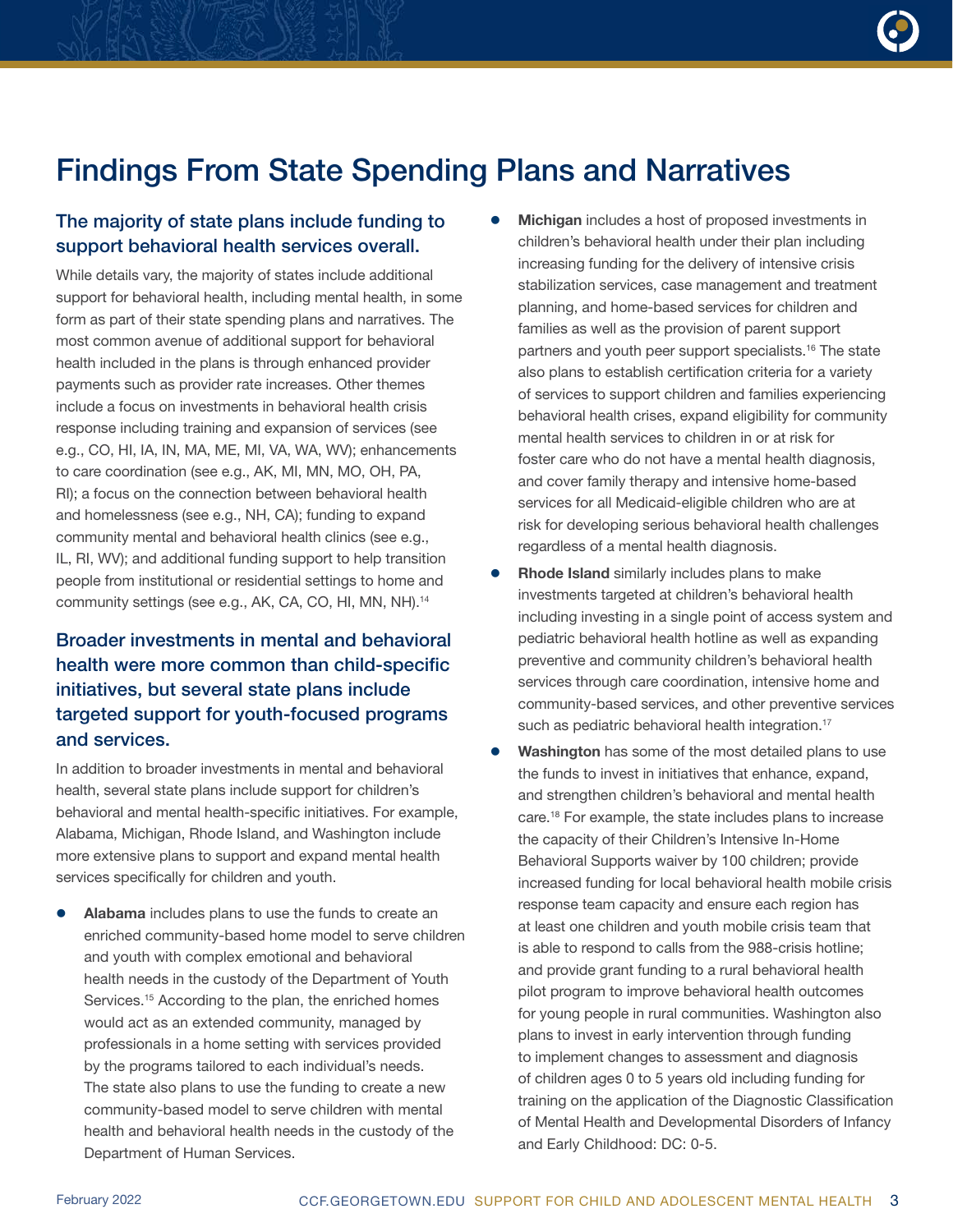# Findings From State Spending Plans and Narratives

## The majority of state plans include funding to support behavioral health services overall.

While details vary, the majority of states include additional support for behavioral health, including mental health, in some form as part of their state spending plans and narratives. The most common avenue of additional support for behavioral health included in the plans is through enhanced provider payments such as provider rate increases. Other themes include a focus on investments in behavioral health crisis response including training and expansion of services (see e.g., CO, HI, IA, IN, MA, ME, MI, VA, WA, WV); enhancements to care coordination (see e.g., AK, MI, MN, MO, OH, PA, RI); a focus on the connection between behavioral health and homelessness (see e.g., NH, CA); funding to expand community mental and behavioral health clinics (see e.g., IL, RI, WV); and additional funding support to help transition people from institutional or residential settings to home and community settings (see e.g., AK, CA, CO, HI, MN, NH).[14]

## Broader investments in mental and behavioral health were more common than child-specific initiatives, but several state plans include targeted support for youth-focused programs and services.

In addition to broader investments in mental and behavioral health, several state plans include support for children's behavioral and mental health-specific initiatives. For example, Alabama, Michigan, Rhode Island, and Washington include more extensive plans to support and expand mental health services specifically for children and youth.

- **Alabama** includes plans to use the funds to create an enriched community-based home model to serve children and youth with complex emotional and behavioral health needs in the custody of the Department of Youth Services.[15] According to the plan, the enriched homes would act as an extended community, managed by professionals in a home setting with services provided by the programs tailored to each individual's needs. The state also plans to use the funding to create a new community-based model to serve children with mental health and behavioral health needs in the custody of the Department of Human Services.
- **Michigan** includes a host of proposed investments in children's behavioral health under their plan including increasing funding for the delivery of intensive crisis stabilization services, case management and treatment planning, and home-based services for children and families as well as the provision of parent support partners and youth peer support specialists.[16] The state also plans to establish certification criteria for a variety of services to support children and families experiencing behavioral health crises, expand eligibility for community mental health services to children in or at risk for foster care who do not have a mental health diagnosis, and cover family therapy and intensive home-based services for all Medicaid-eligible children who are at risk for developing serious behavioral health challenges regardless of a mental health diagnosis.
- **Rhode Island** similarly includes plans to make investments targeted at children's behavioral health including investing in a single point of access system and pediatric behavioral health hotline as well as expanding preventive and community children's behavioral health services through care coordination, intensive home and community-based services, and other preventive services such as pediatric behavioral health integration.[17]
- **Washington** has some of the most detailed plans to use the funds to invest in initiatives that enhance, expand, and strengthen children's behavioral and mental health care.[18] For example, the state includes plans to increase the capacity of their Children's Intensive In-Home Behavioral Supports waiver by 100 children; provide increased funding for local behavioral health mobile crisis response team capacity and ensure each region has at least one children and youth mobile crisis team that is able to respond to calls from the 988-crisis hotline; and provide grant funding to a rural behavioral health pilot program to improve behavioral health outcomes for young people in rural communities. Washington also plans to invest in early intervention through funding to implement changes to assessment and diagnosis of children ages 0 to 5 years old including funding for training on the application of the Diagnostic Classification of Mental Health and Developmental Disorders of Infancy and Early Childhood: DC: 0-5.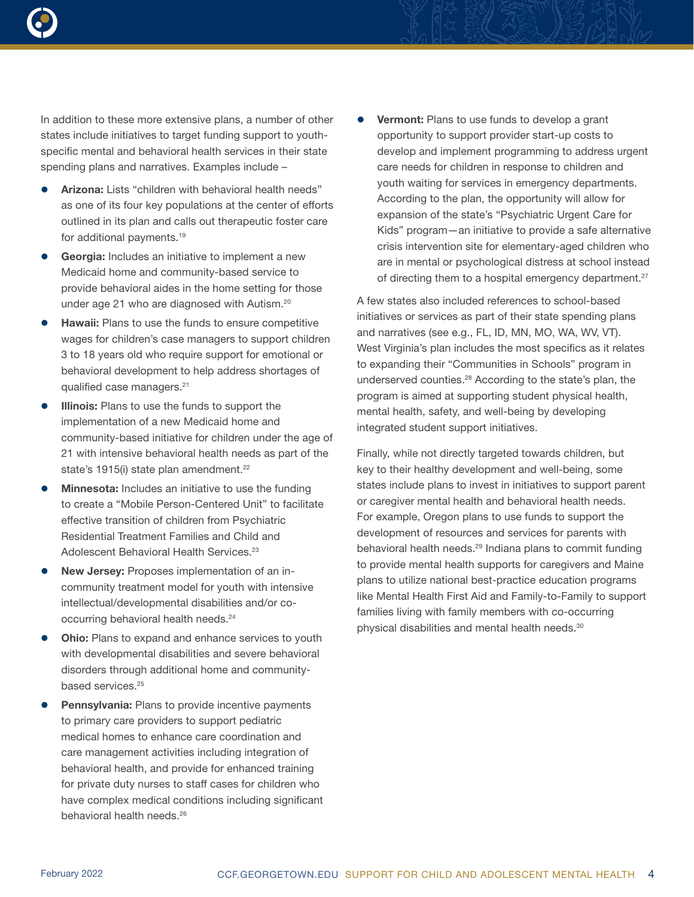In addition to these more extensive plans, a number of other states include initiatives to target funding support to youth-specific mental and behavioral health services in their state spending plans and narratives. Examples include –

- **Arizona:** Lists "children with behavioral health needs" as one of its four key populations at the center of efforts outlined in its plan and calls out therapeutic foster care for additional payments.[19]
- **Georgia:** Includes an initiative to implement a new Medicaid home and community-based service to provide behavioral aides in the home setting for those under age 21 who are diagnosed with Autism.[20]
- **Hawaii:** Plans to use the funds to ensure competitive wages for children's case managers to support children 3 to 18 years old who require support for emotional or behavioral development to help address shortages of qualified case managers.[21]
- **Illinois:** Plans to use the funds to support the implementation of a new Medicaid home and community-based initiative for children under the age of 21 with intensive behavioral health needs as part of the state's 1915(i) state plan amendment.[22]
- **Minnesota:** Includes an initiative to use the funding to create a "Mobile Person-Centered Unit" to facilitate effective transition of children from Psychiatric Residential Treatment Families and Child and Adolescent Behavioral Health Services.[23]
- **New Jersey:** Proposes implementation of an in-community treatment model for youth with intensive intellectual/developmental disabilities and/or co-occurring behavioral health needs.[24]
- **Ohio:** Plans to expand and enhance services to youth with developmental disabilities and severe behavioral disorders through additional home and community-based services.[25]
- **Pennsylvania:** Plans to provide incentive payments to primary care providers to support pediatric medical homes to enhance care coordination and care management activities including integration of behavioral health, and provide for enhanced training for private duty nurses to staff cases for children who have complex medical conditions including significant behavioral health needs.[26]
- **Vermont:** Plans to use funds to develop a grant opportunity to support provider start-up costs to develop and implement programming to address urgent care needs for children in response to children and youth waiting for services in emergency departments. According to the plan, the opportunity will allow for expansion of the state's "Psychiatric Urgent Care for Kids" program—an initiative to provide a safe alternative crisis intervention site for elementary-aged children who are in mental or psychological distress at school instead of directing them to a hospital emergency department.[27]

A few states also included references to school-based initiatives or services as part of their state spending plans and narratives (see e.g., FL, ID, MN, MO, WA, WV, VT). West Virginia's plan includes the most specifics as it relates to expanding their "Communities in Schools" program in underserved counties.[28] According to the state's plan, the program is aimed at supporting student physical health, mental health, safety, and well-being by developing integrated student support initiatives.

Finally, while not directly targeted towards children, but key to their healthy development and well-being, some states include plans to invest in initiatives to support parent or caregiver mental health and behavioral health needs. For example, Oregon plans to use funds to support the development of resources and services for parents with behavioral health needs.[29] Indiana plans to commit funding to provide mental health supports for caregivers and Maine plans to utilize national best-practice education programs like Mental Health First Aid and Family-to-Family to support families living with family members with co-occurring physical disabilities and mental health needs.[30]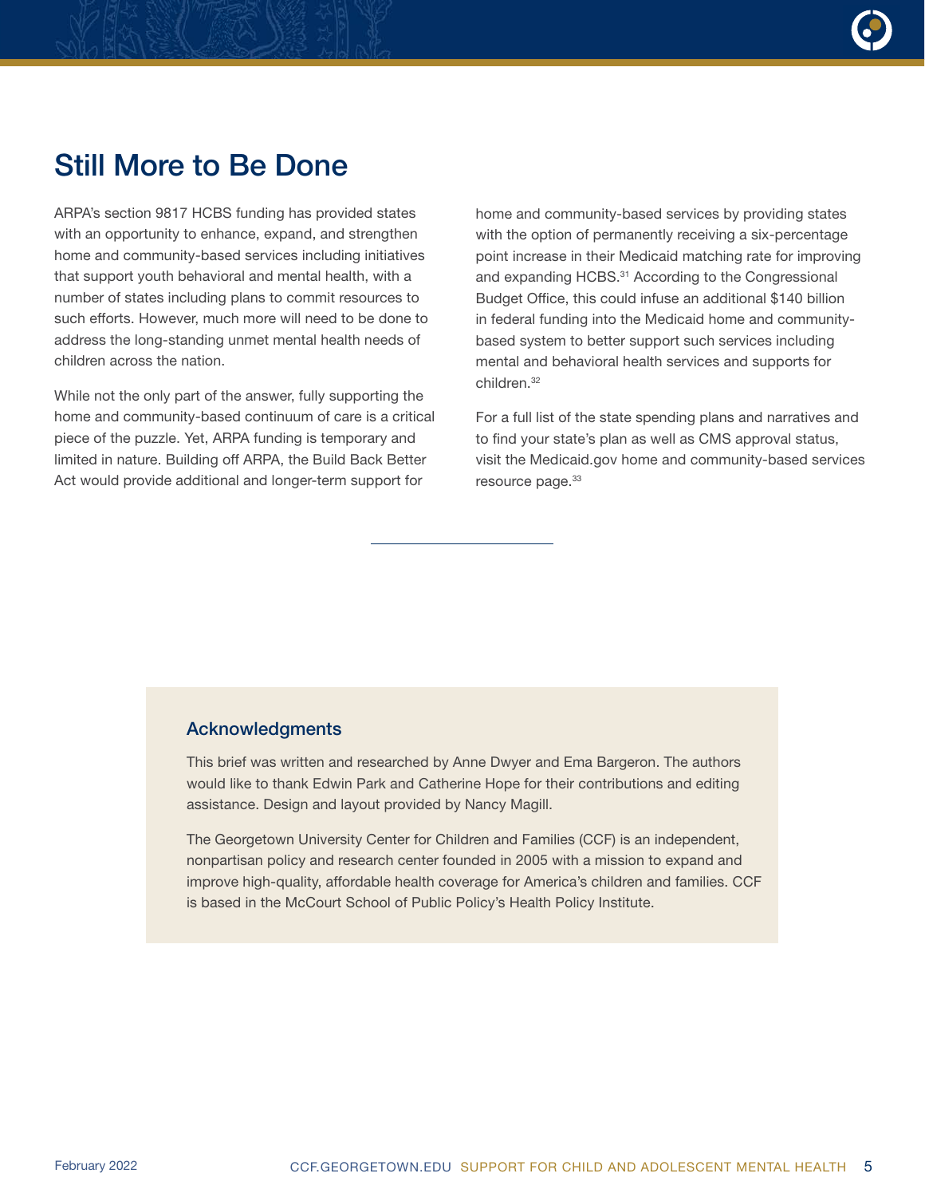## Still More to Be Done

ARPA's section 9817 HCBS funding has provided states with an opportunity to enhance, expand, and strengthen home and community-based services including initiatives that support youth behavioral and mental health, with a number of states including plans to commit resources to such efforts. However, much more will need to be done to address the long-standing unmet mental health needs of children across the nation.

While not the only part of the answer, fully supporting the home and community-based continuum of care is a critical piece of the puzzle. Yet, ARPA funding is temporary and limited in nature. Building off ARPA, the Build Back Better Act would provide additional and longer-term support for home and community-based services by providing states with the option of permanently receiving a six-percentage point increase in their Medicaid matching rate for improving and expanding HCBS.[31] According to the Congressional Budget Office, this could infuse an additional $140 billion in federal funding into the Medicaid home and community-based system to better support such services including mental and behavioral health services and supports for children.[32]

For a full list of the state spending plans and narratives and to find your state's plan as well as CMS approval status, visit the Medicaid.gov home and community-based services resource page.[33]

---

### Acknowledgments

This brief was written and researched by Anne Dwyer and Ema Bargeron. The authors would like to thank Edwin Park and Catherine Hope for their contributions and editing assistance. Design and layout provided by Nancy Magill.

The Georgetown University Center for Children and Families (CCF) is an independent, nonpartisan policy and research center founded in 2005 with a mission to expand and improve high-quality, affordable health coverage for America's children and families. CCF is based in the McCourt School of Public Policy's Health Policy Institute.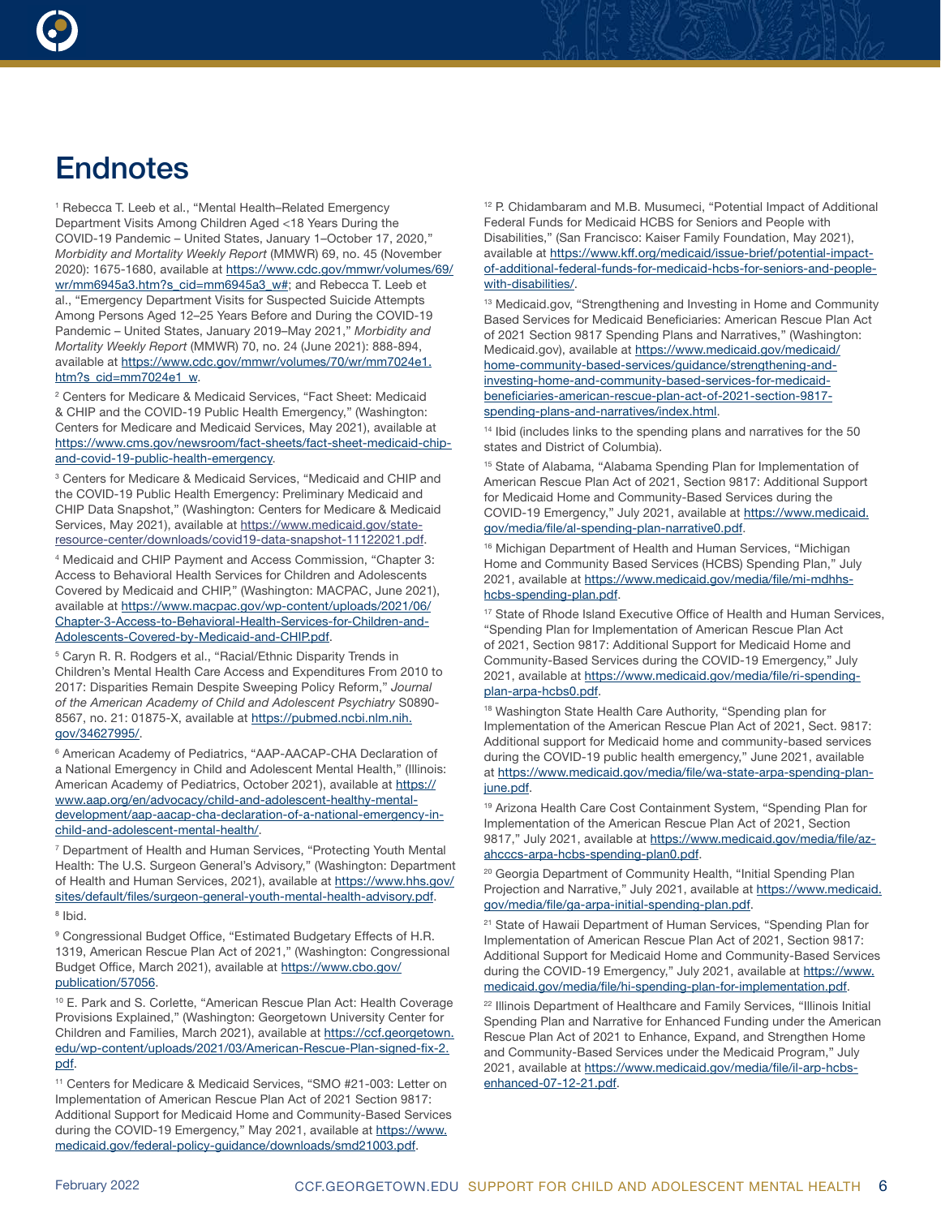# Endnotes

[1] Rebecca T. Leeb et al., "Mental Health–Related Emergency Department Visits Among Children Aged <18 Years During the COVID-19 Pandemic – United States, January 1–October 17, 2020," *Morbidity and Mortality Weekly Report* (MMWR) 69, no. 45 (November 2020): 1675-1680, available at https://www.cdc.gov/mmwr/volumes/69/wr/mm6945a3.htm?s_cid=mm6945a3_w#; and Rebecca T. Leeb et al., "Emergency Department Visits for Suspected Suicide Attempts Among Persons Aged 12–25 Years Before and During the COVID-19 Pandemic – United States, January 2019–May 2021," *Morbidity and Mortality Weekly Report* (MMWR) 70, no. 24 (June 2021): 888-894, available at https://www.cdc.gov/mmwr/volumes/70/wr/mm7024e1.htm?s_cid=mm7024e1_w.

[2] Centers for Medicare & Medicaid Services, "Fact Sheet: Medicaid & CHIP and the COVID-19 Public Health Emergency," (Washington: Centers for Medicare and Medicaid Services, May 2021), available at https://www.cms.gov/newsroom/fact-sheets/fact-sheet-medicaid-chip-and-covid-19-public-health-emergency.

[3] Centers for Medicare & Medicaid Services, "Medicaid and CHIP and the COVID-19 Public Health Emergency: Preliminary Medicaid and CHIP Data Snapshot," (Washington: Centers for Medicare & Medicaid Services, May 2021), available at https://www.medicaid.gov/state-resource-center/downloads/covid19-data-snapshot-11122021.pdf.

[4] Medicaid and CHIP Payment and Access Commission, "Chapter 3: Access to Behavioral Health Services for Children and Adolescents Covered by Medicaid and CHIP," (Washington: MACPAC, June 2021), available at https://www.macpac.gov/wp-content/uploads/2021/06/Chapter-3-Access-to-Behavioral-Health-Services-for-Children-and-Adolescents-Covered-by-Medicaid-and-CHIP.pdf.

[5] Caryn R. R. Rodgers et al., "Racial/Ethnic Disparity Trends in Children's Mental Health Care Access and Expenditures From 2010 to 2017: Disparities Remain Despite Sweeping Policy Reform," *Journal of the American Academy of Child and Adolescent Psychiatry* S0890-8567, no. 21: 01875-X, available at https://pubmed.ncbi.nlm.nih.gov/34627995/.

[6] American Academy of Pediatrics, "AAP-AACAP-CHA Declaration of a National Emergency in Child and Adolescent Mental Health," (Illinois: American Academy of Pediatrics, October 2021), available at https://www.aap.org/en/advocacy/child-and-adolescent-healthy-mental-development/aap-aacap-cha-declaration-of-a-national-emergency-in-child-and-adolescent-mental-health/.

[7] Department of Health and Human Services, "Protecting Youth Mental Health: The U.S. Surgeon General's Advisory," (Washington: Department of Health and Human Services, 2021), available at https://www.hhs.gov/sites/default/files/surgeon-general-youth-mental-health-advisory.pdf.

[8] Ibid.

[9] Congressional Budget Office, "Estimated Budgetary Effects of H.R. 1319, American Rescue Plan Act of 2021," (Washington: Congressional Budget Office, March 2021), available at https://www.cbo.gov/publication/57056.

[10] E. Park and S. Corlette, "American Rescue Plan Act: Health Coverage Provisions Explained," (Washington: Georgetown University Center for Children and Families, March 2021), available at https://ccf.georgetown.edu/wp-content/uploads/2021/03/American-Rescue-Plan-signed-fix-2.pdf.

[11] Centers for Medicare & Medicaid Services, "SMO #21-003: Letter on Implementation of American Rescue Plan Act of 2021 Section 9817: Additional Support for Medicaid Home and Community-Based Services during the COVID-19 Emergency," May 2021, available at https://www.medicaid.gov/federal-policy-guidance/downloads/smd21003.pdf.

[12] P. Chidambaram and M.B. Musumeci, "Potential Impact of Additional Federal Funds for Medicaid HCBS for Seniors and People with Disabilities," (San Francisco: Kaiser Family Foundation, May 2021), available at https://www.kff.org/medicaid/issue-brief/potential-impact-of-additional-federal-funds-for-medicaid-hcbs-for-seniors-and-people-with-disabilities/.

[13] Medicaid.gov, "Strengthening and Investing in Home and Community Based Services for Medicaid Beneficiaries: American Rescue Plan Act of 2021 Section 9817 Spending Plans and Narratives," (Washington: Medicaid.gov), available at https://www.medicaid.gov/medicaid/home-community-based-services/guidance/strengthening-and-investing-home-and-community-based-services-for-medicaid-beneficiaries-american-rescue-plan-act-of-2021-section-9817-spending-plans-and-narratives/index.html.

[14] Ibid (includes links to the spending plans and narratives for the 50 states and District of Columbia).

[15] State of Alabama, "Alabama Spending Plan for Implementation of American Rescue Plan Act of 2021, Section 9817: Additional Support for Medicaid Home and Community-Based Services during the COVID-19 Emergency," July 2021, available at https://www.medicaid.gov/media/file/al-spending-plan-narrative0.pdf.

[16] Michigan Department of Health and Human Services, "Michigan Home and Community Based Services (HCBS) Spending Plan," July 2021, available at https://www.medicaid.gov/media/file/mi-mdhhs-hcbs-spending-plan.pdf.

[17] State of Rhode Island Executive Office of Health and Human Services, "Spending Plan for Implementation of American Rescue Plan Act of 2021, Section 9817: Additional Support for Medicaid Home and Community-Based Services during the COVID-19 Emergency," July 2021, available at https://www.medicaid.gov/media/file/ri-spending-plan-arpa-hcbs0.pdf.

[18] Washington State Health Care Authority, "Spending plan for Implementation of the American Rescue Plan Act of 2021, Sect. 9817: Additional support for Medicaid home and community-based services during the COVID-19 public health emergency," June 2021, available at https://www.medicaid.gov/media/file/wa-state-arpa-spending-plan-june.pdf.

[19] Arizona Health Care Cost Containment System, "Spending Plan for Implementation of the American Rescue Plan Act of 2021, Section 9817," July 2021, available at https://www.medicaid.gov/media/file/az-ahcccs-arpa-hcbs-spending-plan0.pdf.

[20] Georgia Department of Community Health, "Initial Spending Plan Projection and Narrative," July 2021, available at https://www.medicaid.gov/media/file/ga-arpa-initial-spending-plan.pdf.

[21] State of Hawaii Department of Human Services, "Spending Plan for Implementation of American Rescue Plan Act of 2021, Section 9817: Additional Support for Medicaid Home and Community-Based Services during the COVID-19 Emergency," July 2021, available at https://www.medicaid.gov/media/file/hi-spending-plan-for-implementation.pdf.

[22] Illinois Department of Healthcare and Family Services, "Illinois Initial Spending Plan and Narrative for Enhanced Funding under the American Rescue Plan Act of 2021 to Enhance, Expand, and Strengthen Home and Community-Based Services under the Medicaid Program," July 2021, available at https://www.medicaid.gov/media/file/il-arp-hcbs-enhanced-07-12-21.pdf.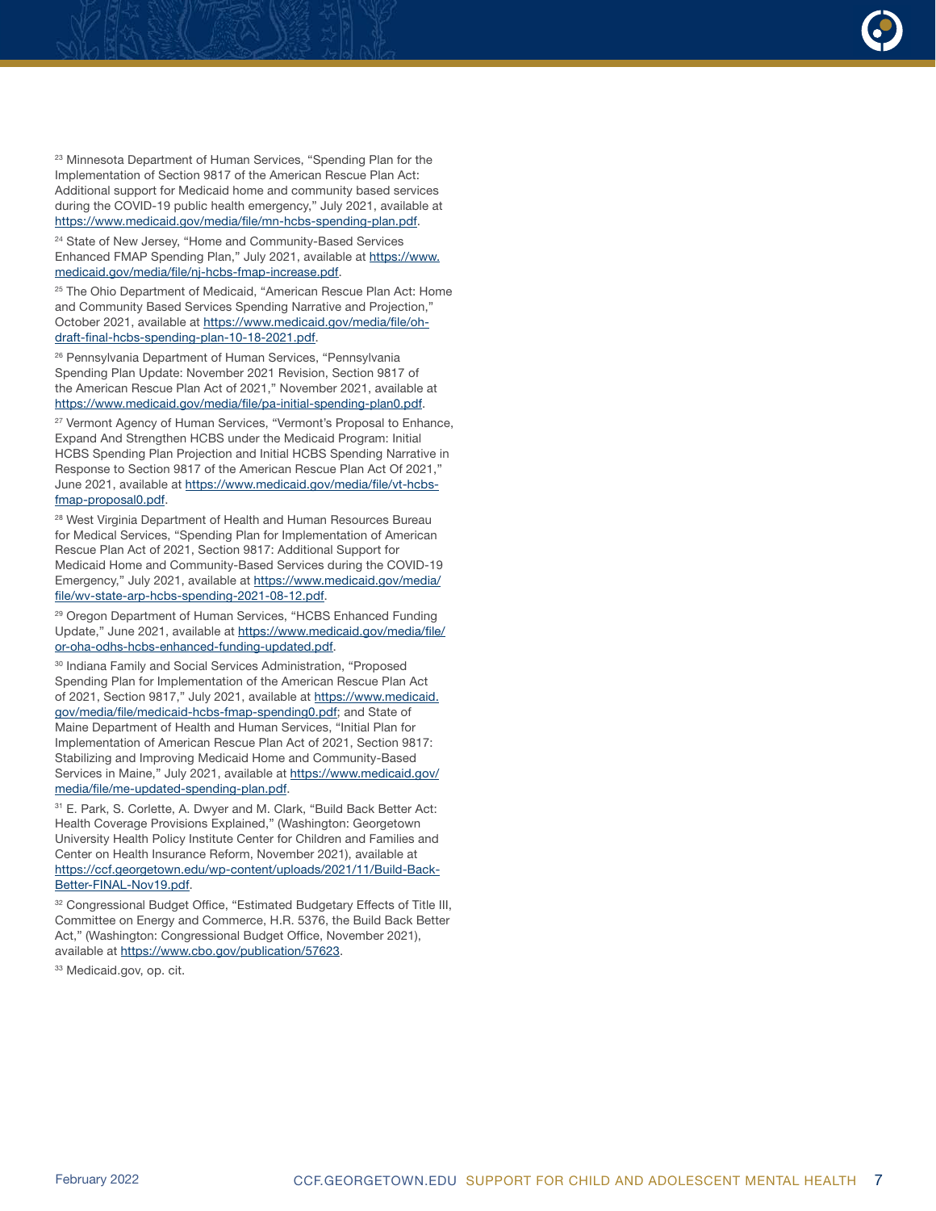[23] Minnesota Department of Human Services, "Spending Plan for the Implementation of Section 9817 of the American Rescue Plan Act: Additional support for Medicaid home and community based services during the COVID-19 public health emergency," July 2021, available at https://www.medicaid.gov/media/file/mn-hcbs-spending-plan.pdf.

[24] State of New Jersey, "Home and Community-Based Services Enhanced FMAP Spending Plan," July 2021, available at https://www.medicaid.gov/media/file/nj-hcbs-fmap-increase.pdf.

[25] The Ohio Department of Medicaid, "American Rescue Plan Act: Home and Community Based Services Spending Narrative and Projection," October 2021, available at https://www.medicaid.gov/media/file/oh-draft-final-hcbs-spending-plan-10-18-2021.pdf.

[26] Pennsylvania Department of Human Services, "Pennsylvania Spending Plan Update: November 2021 Revision, Section 9817 of the American Rescue Plan Act of 2021," November 2021, available at https://www.medicaid.gov/media/file/pa-initial-spending-plan0.pdf.

[27] Vermont Agency of Human Services, "Vermont's Proposal to Enhance, Expand And Strengthen HCBS under the Medicaid Program: Initial HCBS Spending Plan Projection and Initial HCBS Spending Narrative in Response to Section 9817 of the American Rescue Plan Act Of 2021," June 2021, available at https://www.medicaid.gov/media/file/vt-hcbs-fmap-proposal0.pdf.

[28] West Virginia Department of Health and Human Resources Bureau for Medical Services, "Spending Plan for Implementation of American Rescue Plan Act of 2021, Section 9817: Additional Support for Medicaid Home and Community-Based Services during the COVID-19 Emergency," July 2021, available at https://www.medicaid.gov/media/file/wv-state-arp-hcbs-spending-2021-08-12.pdf.

[29] Oregon Department of Human Services, "HCBS Enhanced Funding Update," June 2021, available at https://www.medicaid.gov/media/file/or-oha-odhs-hcbs-enhanced-funding-updated.pdf.

[30] Indiana Family and Social Services Administration, "Proposed Spending Plan for Implementation of the American Rescue Plan Act of 2021, Section 9817," July 2021, available at https://www.medicaid.gov/media/file/medicaid-hcbs-fmap-spending0.pdf; and State of Maine Department of Health and Human Services, "Initial Plan for Implementation of American Rescue Plan Act of 2021, Section 9817: Stabilizing and Improving Medicaid Home and Community-Based Services in Maine," July 2021, available at https://www.medicaid.gov/media/file/me-updated-spending-plan.pdf.

[31] E. Park, S. Corlette, A. Dwyer and M. Clark, "Build Back Better Act: Health Coverage Provisions Explained," (Washington: Georgetown University Health Policy Institute Center for Children and Families and Center on Health Insurance Reform, November 2021), available at https://ccf.georgetown.edu/wp-content/uploads/2021/11/Build-Back-Better-FINAL-Nov19.pdf.

[32] Congressional Budget Office, "Estimated Budgetary Effects of Title III, Committee on Energy and Commerce, H.R. 5376, the Build Back Better Act," (Washington: Congressional Budget Office, November 2021), available at https://www.cbo.gov/publication/57623.

[33] Medicaid.gov, op. cit.